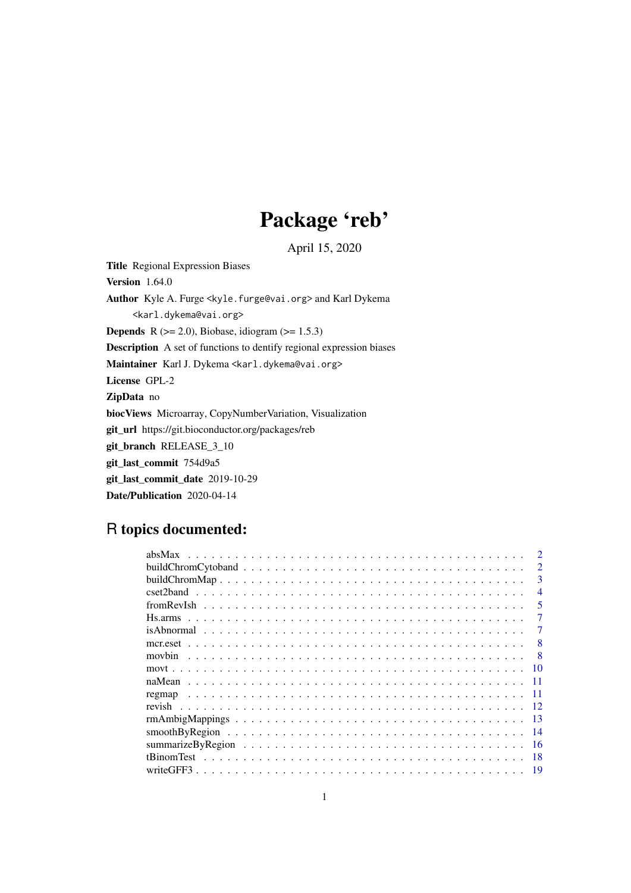# Package 'reb'

April 15, 2020

**Title** Regional Expression Biases

**Version** 1.64.0

**Author** Kyle A. Furge <kyle.furge@vai.org> and Karl Dykema <karl.dykema@vai.org>

**Depends** R (>= 2.0), Biobase, idiogram (>= 1.5.3)

**Description** A set of functions to dentify regional expression biases

**Maintainer** Karl J. Dykema <karl.dykema@vai.org>

**License** GPL-2

**ZipData** no

**biocViews** Microarray, CopyNumberVariation, Visualization

**git_url** https://git.bioconductor.org/packages/reb

**git_branch** RELEASE_3_10

**git_last_commit** 754d9a5

**git_last_commit_date** 2019-10-29

**Date/Publication** 2020-04-14

## R topics documented:

- absMax . . . 2
- buildChromCytoband . . . 2
- buildChromMap . . . 3
- cset2band . . . 4
- fromRevIsh . . . 5
- Hs.arms . . . 7
- isAbnormal . . . 7
- mcr.eset . . . 8
- movbin . . . 8
- movt . . . 10
- naMean . . . 11
- regmap . . . 11
- revish . . . 12
- rmAmbigMappings . . . 13
- smoothByRegion . . . 14
- summarizeByRegion . . . 16
- tBinomTest . . . 18
- writeGFF3 . . . 19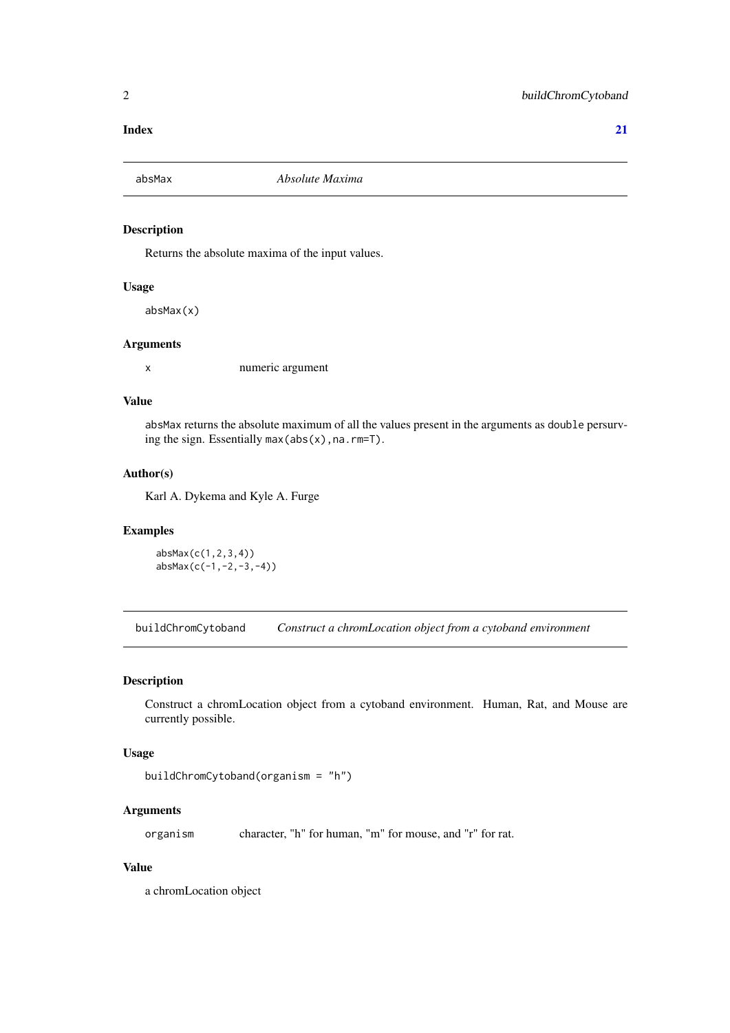**Index** **21**

---

`absMax` *Absolute Maxima*

---

### Description

Returns the absolute maxima of the input values.

### Usage

```
absMax(x)
```

### Arguments

| | |
|---|---|
| `x` | numeric argument |

### Value

`absMax` returns the absolute maximum of all the values present in the arguments as `double` persurving the sign. Essentially `max(abs(x),na.rm=T)`.

### Author(s)

Karl A. Dykema and Kyle A. Furge

### Examples

```
absMax(c(1,2,3,4))
absMax(c(-1,-2,-3,-4))
```

---

`buildChromCytoband` *Construct a chromLocation object from a cytoband environment*

---

### Description

Construct a chromLocation object from a cytoband environment. Human, Rat, and Mouse are currently possible.

### Usage

```
buildChromCytoband(organism = "h")
```

### Arguments

| | |
|---|---|
| `organism` | character, "h" for human, "m" for mouse, and "r" for rat. |

### Value

a chromLocation object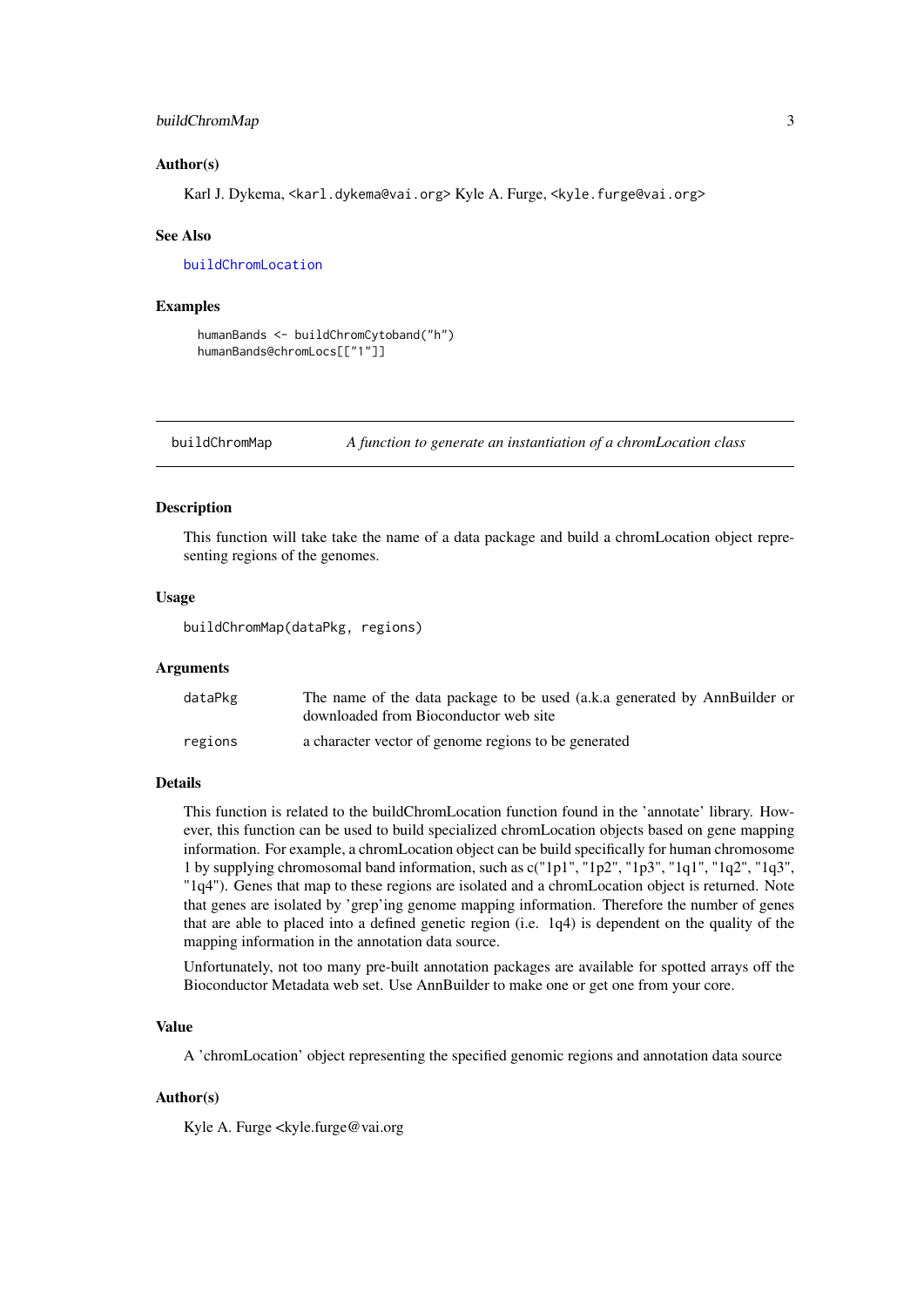### Author(s)

Karl J. Dykema, <karl.dykema@vai.org> Kyle A. Furge, <kyle.furge@vai.org>

### See Also

buildChromLocation

### Examples

```
humanBands <- buildChromCytoband("h")
humanBands@chromLocs[["1"]]
```

---

## buildChromMap *A function to generate an instantiation of a chromLocation class*

### Description

This function will take take the name of a data package and build a chromLocation object representing regions of the genomes.

### Usage

```
buildChromMap(dataPkg, regions)
```

### Arguments

| | |
|---|---|
| dataPkg | The name of the data package to be used (a.k.a generated by AnnBuilder or downloaded from Bioconductor web site |
| regions | a character vector of genome regions to be generated |

### Details

This function is related to the buildChromLocation function found in the 'annotate' library. However, this function can be used to build specialized chromLocation objects based on gene mapping information. For example, a chromLocation object can be build specifically for human chromosome 1 by supplying chromosomal band information, such as c("1p1", "1p2", "1p3", "1q1", "1q2", "1q3", "1q4"). Genes that map to these regions are isolated and a chromLocation object is returned. Note that genes are isolated by 'grep'ing genome mapping information. Therefore the number of genes that are able to placed into a defined genetic region (i.e. 1q4) is dependent on the quality of the mapping information in the annotation data source.

Unfortunately, not too many pre-built annotation packages are available for spotted arrays off the Bioconductor Metadata web set. Use AnnBuilder to make one or get one from your core.

### Value

A 'chromLocation' object representing the specified genomic regions and annotation data source

### Author(s)

Kyle A. Furge <kyle.furge@vai.org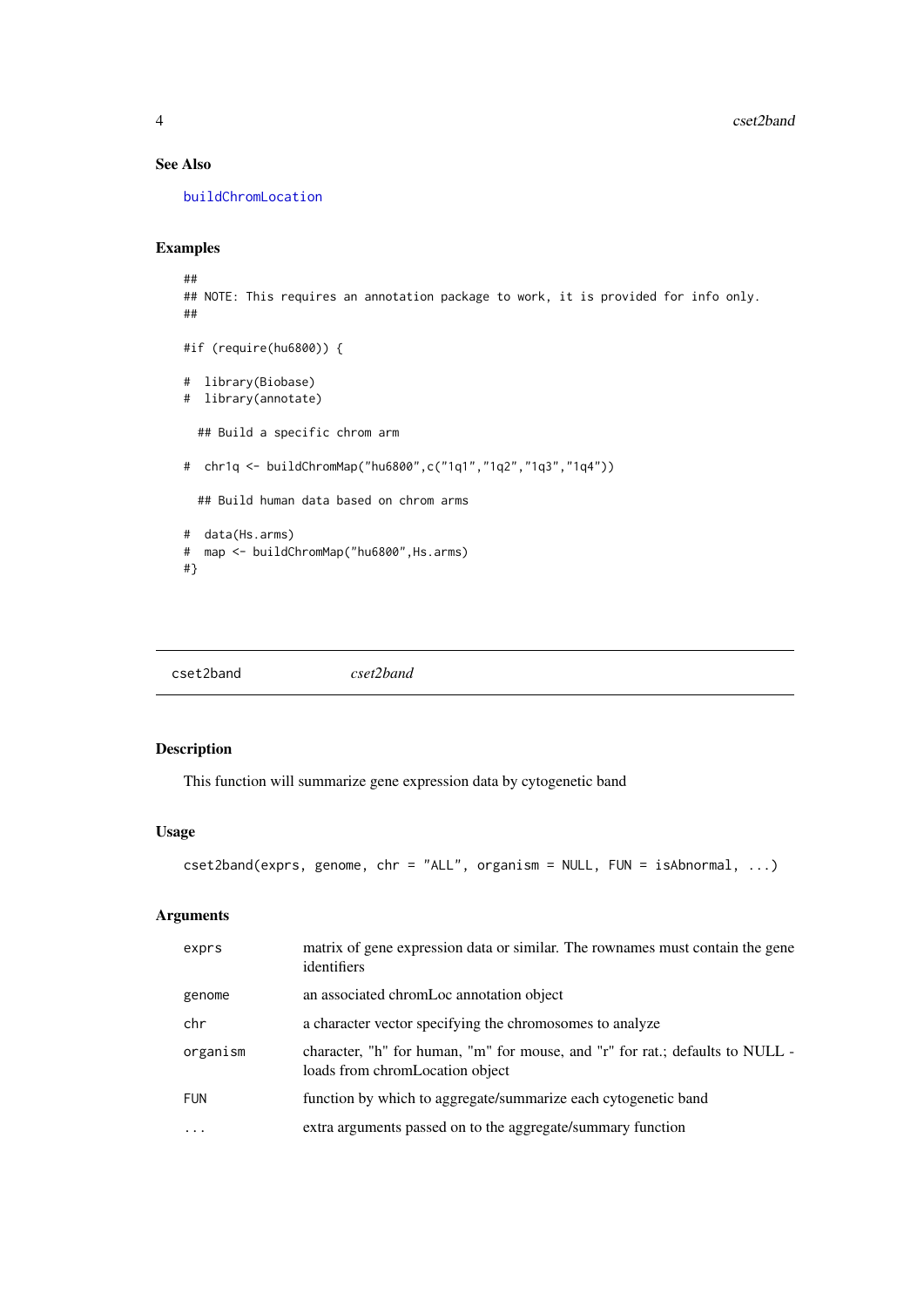### See Also

buildChromLocation

### Examples

```
##
## NOTE: This requires an annotation package to work, it is provided for info only.
##

#if (require(hu6800)) {

#  library(Biobase)
#  library(annotate)

  ## Build a specific chrom arm

#  chr1q <- buildChromMap("hu6800",c("1q1","1q2","1q3","1q4"))

  ## Build human data based on chrom arms

#  data(Hs.arms)
#  map <- buildChromMap("hu6800",Hs.arms)
#}
```

---

## cset2band *cset2band*

### Description

This function will summarize gene expression data by cytogenetic band

### Usage

```
cset2band(exprs, genome, chr = "ALL", organism = NULL, FUN = isAbnormal, ...)
```

### Arguments

| | |
|---|---|
| `exprs` | matrix of gene expression data or similar. The rownames must contain the gene identifiers |
| `genome` | an associated chromLoc annotation object |
| `chr` | a character vector specifying the chromosomes to analyze |
| `organism` | character, "h" for human, "m" for mouse, and "r" for rat.; defaults to NULL - loads from chromLocation object |
| `FUN` | function by which to aggregate/summarize each cytogenetic band |
| `...` | extra arguments passed on to the aggregate/summary function |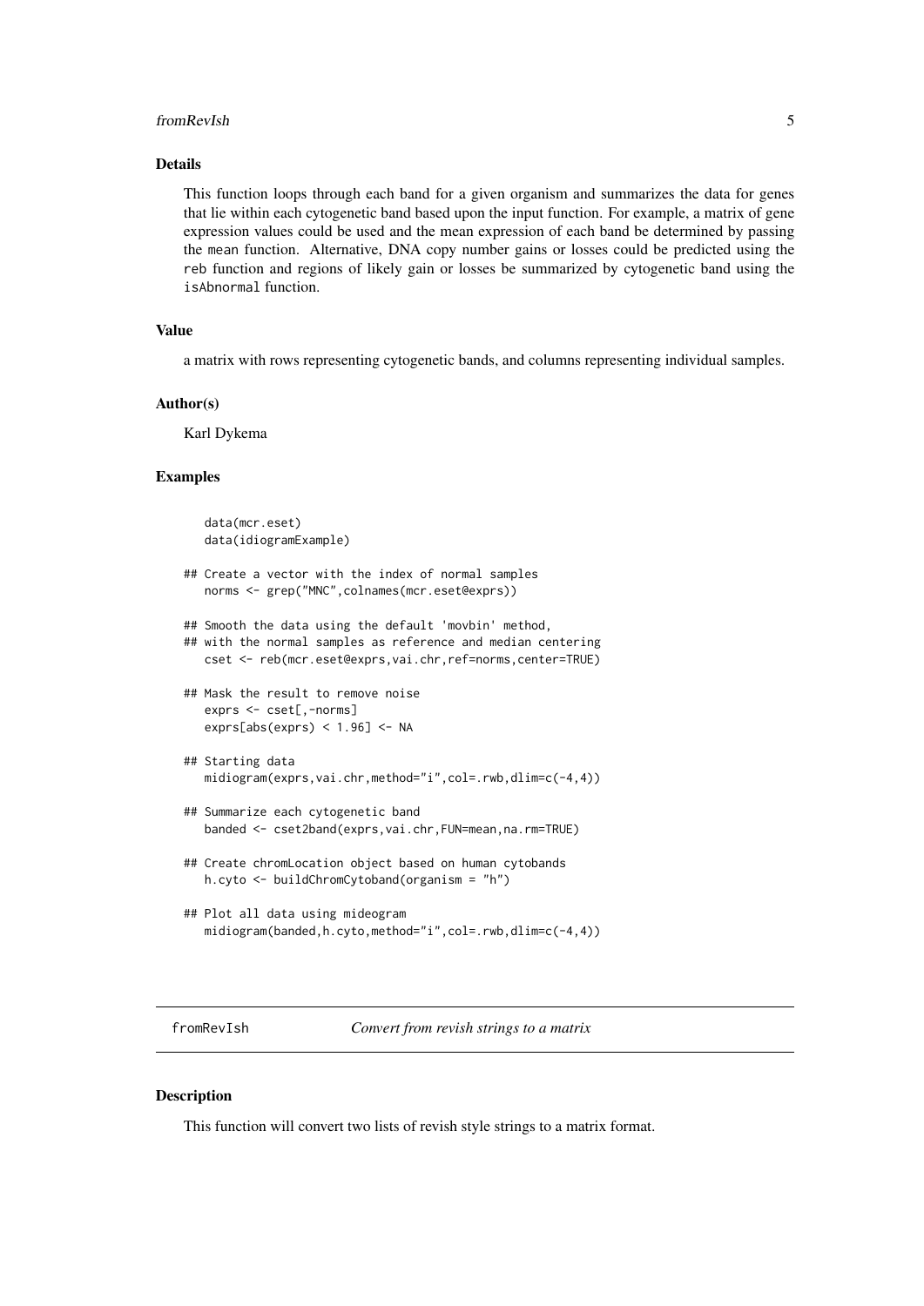### Details

This function loops through each band for a given organism and summarizes the data for genes that lie within each cytogenetic band based upon the input function. For example, a matrix of gene expression values could be used and the mean expression of each band be determined by passing the `mean` function. Alternative, DNA copy number gains or losses could be predicted using the `reb` function and regions of likely gain or losses be summarized by cytogenetic band using the `isAbnormal` function.

### Value

a matrix with rows representing cytogenetic bands, and columns representing individual samples.

### Author(s)

Karl Dykema

### Examples

```
    data(mcr.eset)
    data(idiogramExample)

## Create a vector with the index of normal samples
    norms <- grep("MNC",colnames(mcr.eset@exprs))

## Smooth the data using the default 'movbin' method,
## with the normal samples as reference and median centering
    cset <- reb(mcr.eset@exprs,vai.chr,ref=norms,center=TRUE)

## Mask the result to remove noise
    exprs <- cset[,-norms]
    exprs[abs(exprs) < 1.96] <- NA

## Starting data
    midiogram(exprs,vai.chr,method="i",col=.rwb,dlim=c(-4,4))

## Summarize each cytogenetic band
    banded <- cset2band(exprs,vai.chr,FUN=mean,na.rm=TRUE)

## Create chromLocation object based on human cytobands
    h.cyto <- buildChromCytoband(organism = "h")

## Plot all data using mideogram
    midiogram(banded,h.cyto,method="i",col=.rwb,dlim=c(-4,4))
```

---

## fromRevIsh — *Convert from revish strings to a matrix*

### Description

This function will convert two lists of revish style strings to a matrix format.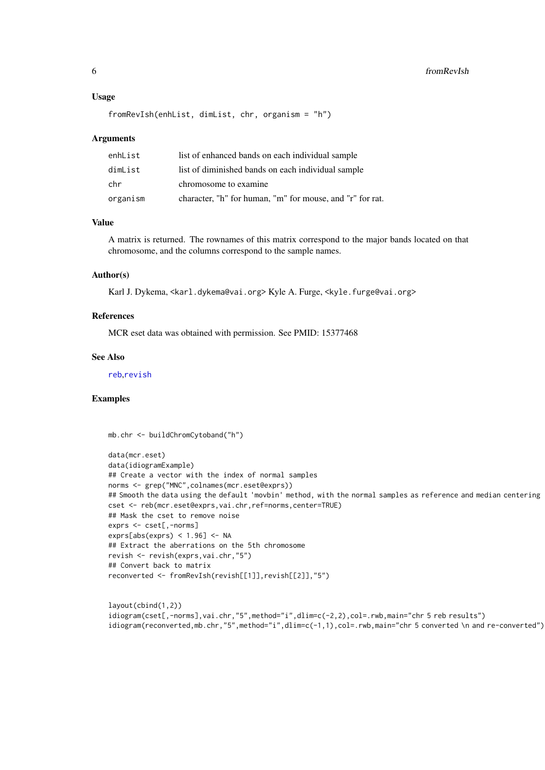### Usage

```
fromRevIsh(enhList, dimList, chr, organism = "h")
```

### Arguments

| | |
|---|---|
| enhList | list of enhanced bands on each individual sample |
| dimList | list of diminished bands on each individual sample |
| chr | chromosome to examine |
| organism | character, "h" for human, "m" for mouse, and "r" for rat. |

### Value

A matrix is returned. The rownames of this matrix correspond to the major bands located on that chromosome, and the columns correspond to the sample names.

### Author(s)

Karl J. Dykema, <karl.dykema@vai.org> Kyle A. Furge, <kyle.furge@vai.org>

### References

MCR eset data was obtained with permission. See PMID: 15377468

### See Also

reb,revish

### Examples

```
mb.chr <- buildChromCytoband("h")

data(mcr.eset)
data(idiogramExample)
## Create a vector with the index of normal samples
norms <- grep("MNC",colnames(mcr.eset@exprs))
## Smooth the data using the default 'movbin' method, with the normal samples as reference and median centering
cset <- reb(mcr.eset@exprs,vai.chr,ref=norms,center=TRUE)
## Mask the cset to remove noise
exprs <- cset[,-norms]
exprs[abs(exprs) < 1.96] <- NA
## Extract the aberrations on the 5th chromosome
revish <- revish(exprs,vai.chr,"5")
## Convert back to matrix
reconverted <- fromRevIsh(revish[[1]],revish[[2]],"5")


layout(cbind(1,2))
idiogram(cset[,-norms],vai.chr,"5",method="i",dlim=c(-2,2),col=.rwb,main="chr 5 reb results")
idiogram(reconverted,mb.chr,"5",method="i",dlim=c(-1,1),col=.rwb,main="chr 5 converted \n and re-converted")
```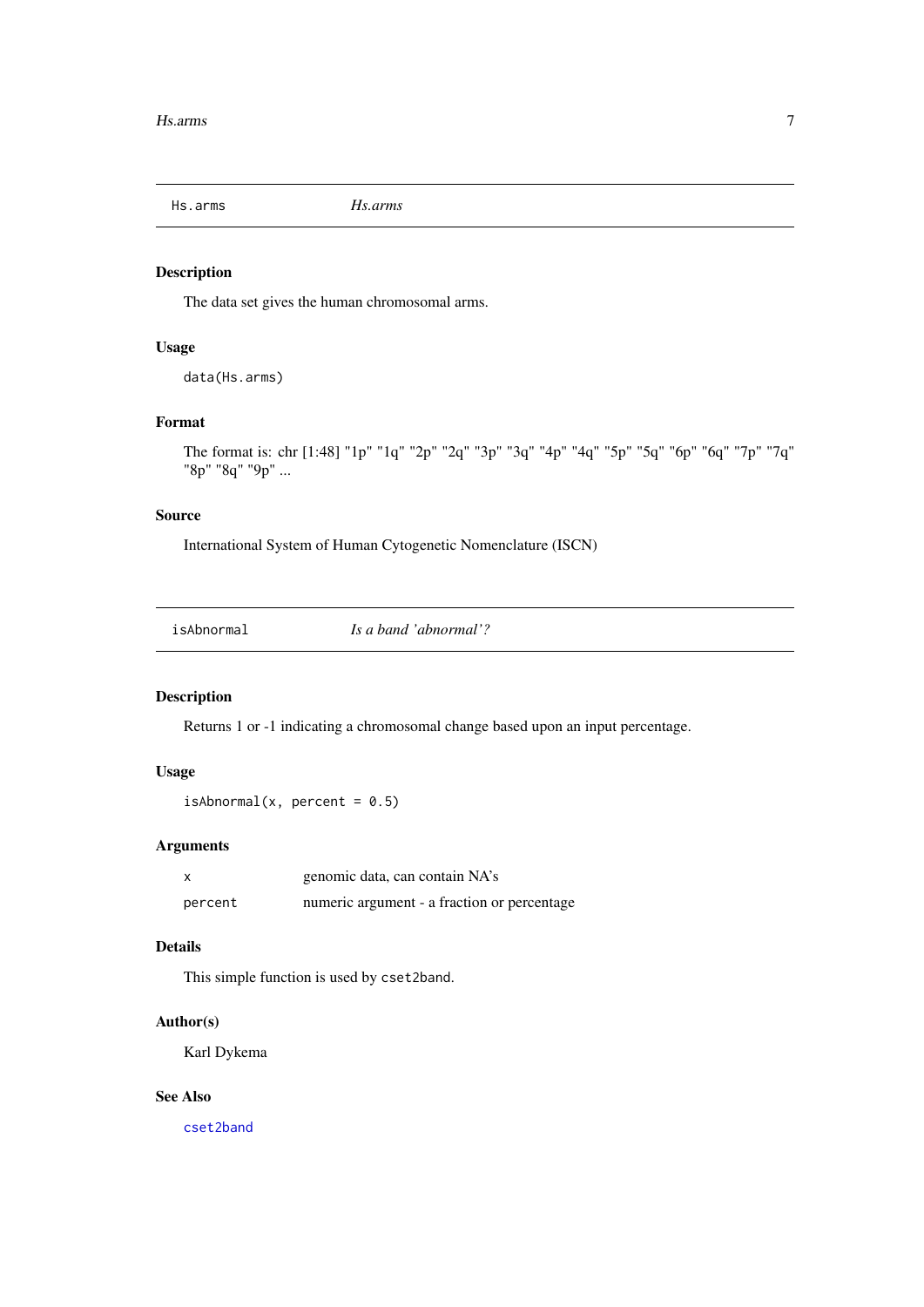## Hs.arms — *Hs.arms*

### Description

The data set gives the human chromosomal arms.

### Usage

```
data(Hs.arms)
```

### Format

The format is: chr [1:48] "1p" "1q" "2p" "2q" "3p" "3q" "4p" "4q" "5p" "5q" "6p" "6q" "7p" "7q" "8p" "8q" "9p" ...

### Source

International System of Human Cytogenetic Nomenclature (ISCN)

## isAbnormal — *Is a band 'abnormal'?*

### Description

Returns 1 or -1 indicating a chromosomal change based upon an input percentage.

### Usage

```
isAbnormal(x, percent = 0.5)
```

### Arguments

| | |
|---|---|
| `x` | genomic data, can contain NA's |
| `percent` | numeric argument - a fraction or percentage |

### Details

This simple function is used by `cset2band`.

### Author(s)

Karl Dykema

### See Also

`cset2band`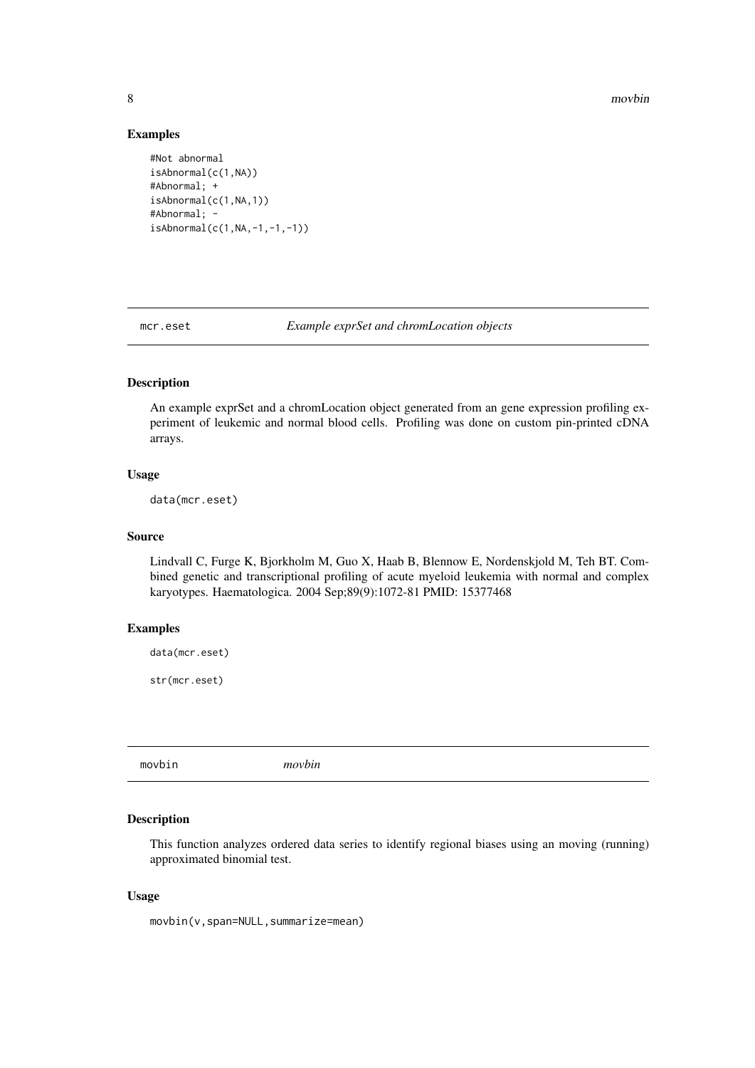### Examples

```
#Not abnormal
isAbnormal(c(1,NA))
#Abnormal; +
isAbnormal(c(1,NA,1))
#Abnormal; -
isAbnormal(c(1,NA,-1,-1,-1))
```

## mcr.eset *Example exprSet and chromLocation objects*

### Description

An example exprSet and a chromLocation object generated from an gene expression profiling experiment of leukemic and normal blood cells. Profiling was done on custom pin-printed cDNA arrays.

### Usage

```
data(mcr.eset)
```

### Source

Lindvall C, Furge K, Bjorkholm M, Guo X, Haab B, Blennow E, Nordenskjold M, Teh BT. Combined genetic and transcriptional profiling of acute myeloid leukemia with normal and complex karyotypes. Haematologica. 2004 Sep;89(9):1072-81 PMID: 15377468

### Examples

```
data(mcr.eset)

str(mcr.eset)
```

## movbin *movbin*

### Description

This function analyzes ordered data series to identify regional biases using an moving (running) approximated binomial test.

### Usage

```
movbin(v,span=NULL,summarize=mean)
```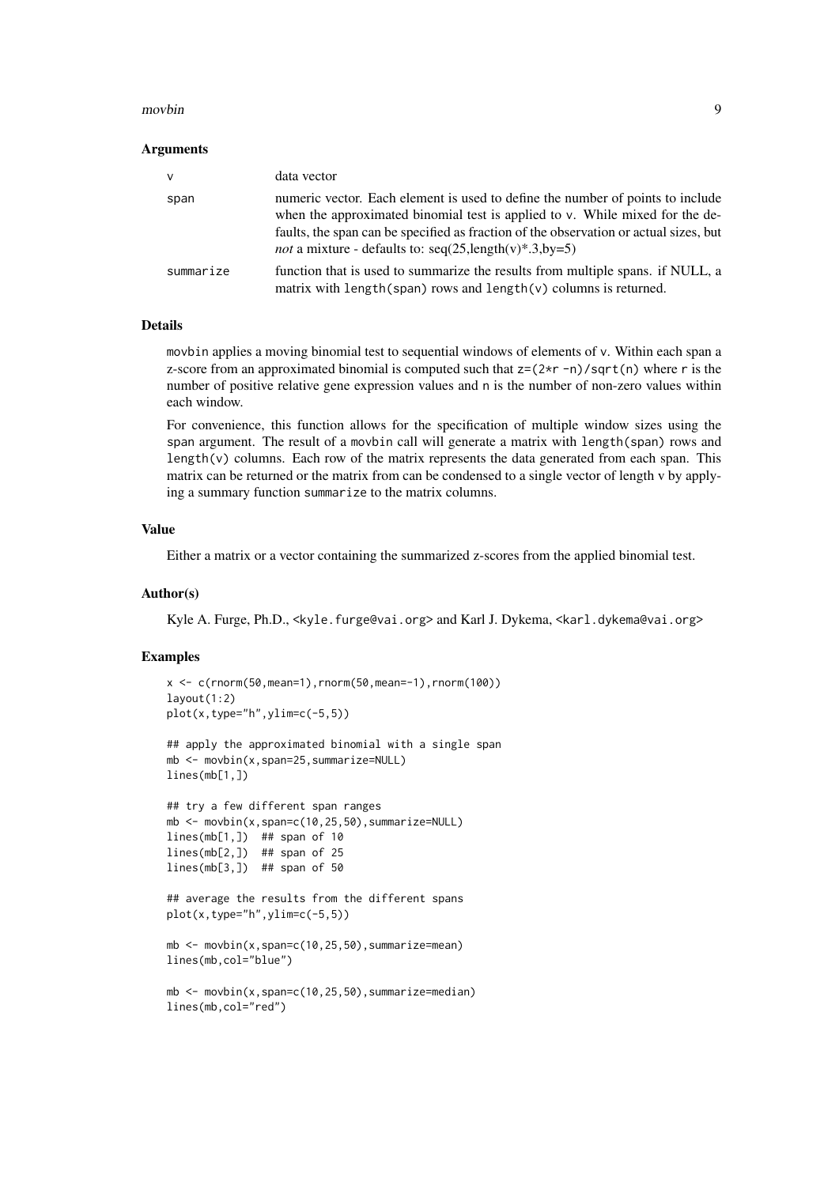### Arguments

| | |
|---|---|
| `v` | data vector |
| `span` | numeric vector. Each element is used to define the number of points to include when the approximated binomial test is applied to v. While mixed for the defaults, the span can be specified as fraction of the observation or actual sizes, but *not* a mixture - defaults to: seq(25,length(v)*.3,by=5) |
| `summarize` | function that is used to summarize the results from multiple spans. if NULL, a matrix with `length(span)` rows and `length(v)` columns is returned. |

### Details

`movbin` applies a moving binomial test to sequential windows of elements of `v`. Within each span a z-score from an approximated binomial is computed such that `z=(2*r -n)/sqrt(n)` where `r` is the number of positive relative gene expression values and `n` is the number of non-zero values within each window.

For convenience, this function allows for the specification of multiple window sizes using the `span` argument. The result of a `movbin` call will generate a matrix with `length(span)` rows and `length(v)` columns. Each row of the matrix represents the data generated from each span. This matrix can be returned or the matrix from can be condensed to a single vector of length v by applying a summary function `summarize` to the matrix columns.

### Value

Either a matrix or a vector containing the summarized z-scores from the applied binomial test.

### Author(s)

Kyle A. Furge, Ph.D., <kyle.furge@vai.org> and Karl J. Dykema, <karl.dykema@vai.org>

### Examples

```
x <- c(rnorm(50,mean=1),rnorm(50,mean=-1),rnorm(100))
layout(1:2)
plot(x,type="h",ylim=c(-5,5))

## apply the approximated binomial with a single span
mb <- movbin(x,span=25,summarize=NULL)
lines(mb[1,])

## try a few different span ranges
mb <- movbin(x,span=c(10,25,50),summarize=NULL)
lines(mb[1,])  ## span of 10
lines(mb[2,])  ## span of 25
lines(mb[3,])  ## span of 50

## average the results from the different spans
plot(x,type="h",ylim=c(-5,5))

mb <- movbin(x,span=c(10,25,50),summarize=mean)
lines(mb,col="blue")

mb <- movbin(x,span=c(10,25,50),summarize=median)
lines(mb,col="red")
```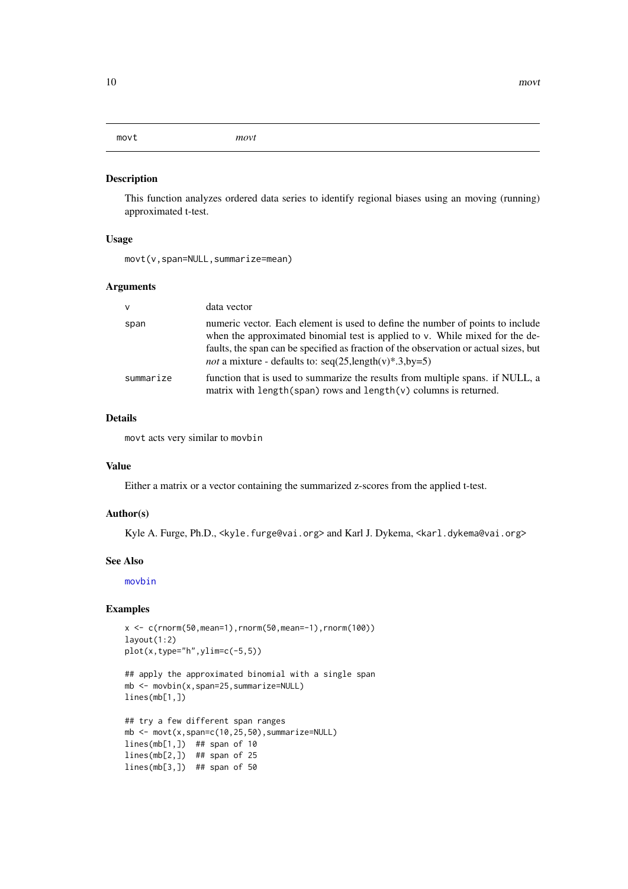movt *movt*

### Description

This function analyzes ordered data series to identify regional biases using an moving (running) approximated t-test.

### Usage

```
movt(v,span=NULL,summarize=mean)
```

### Arguments

| | |
|---|---|
| v | data vector |
| span | numeric vector. Each element is used to define the number of points to include when the approximated binomial test is applied to v. While mixed for the defaults, the span can be specified as fraction of the observation or actual sizes, but *not* a mixture - defaults to: seq(25,length(v)*.3,by=5) |
| summarize | function that is used to summarize the results from multiple spans. if NULL, a matrix with length(span) rows and length(v) columns is returned. |

### Details

movt acts very similar to movbin

### Value

Either a matrix or a vector containing the summarized z-scores from the applied t-test.

### Author(s)

Kyle A. Furge, Ph.D., <kyle.furge@vai.org> and Karl J. Dykema, <karl.dykema@vai.org>

### See Also

movbin

### Examples

```
x <- c(rnorm(50,mean=1),rnorm(50,mean=-1),rnorm(100))
layout(1:2)
plot(x,type="h",ylim=c(-5,5))

## apply the approximated binomial with a single span
mb <- movbin(x,span=25,summarize=NULL)
lines(mb[1,])

## try a few different span ranges
mb <- movt(x,span=c(10,25,50),summarize=NULL)
lines(mb[1,])  ## span of 10
lines(mb[2,])  ## span of 25
lines(mb[3,])  ## span of 50
```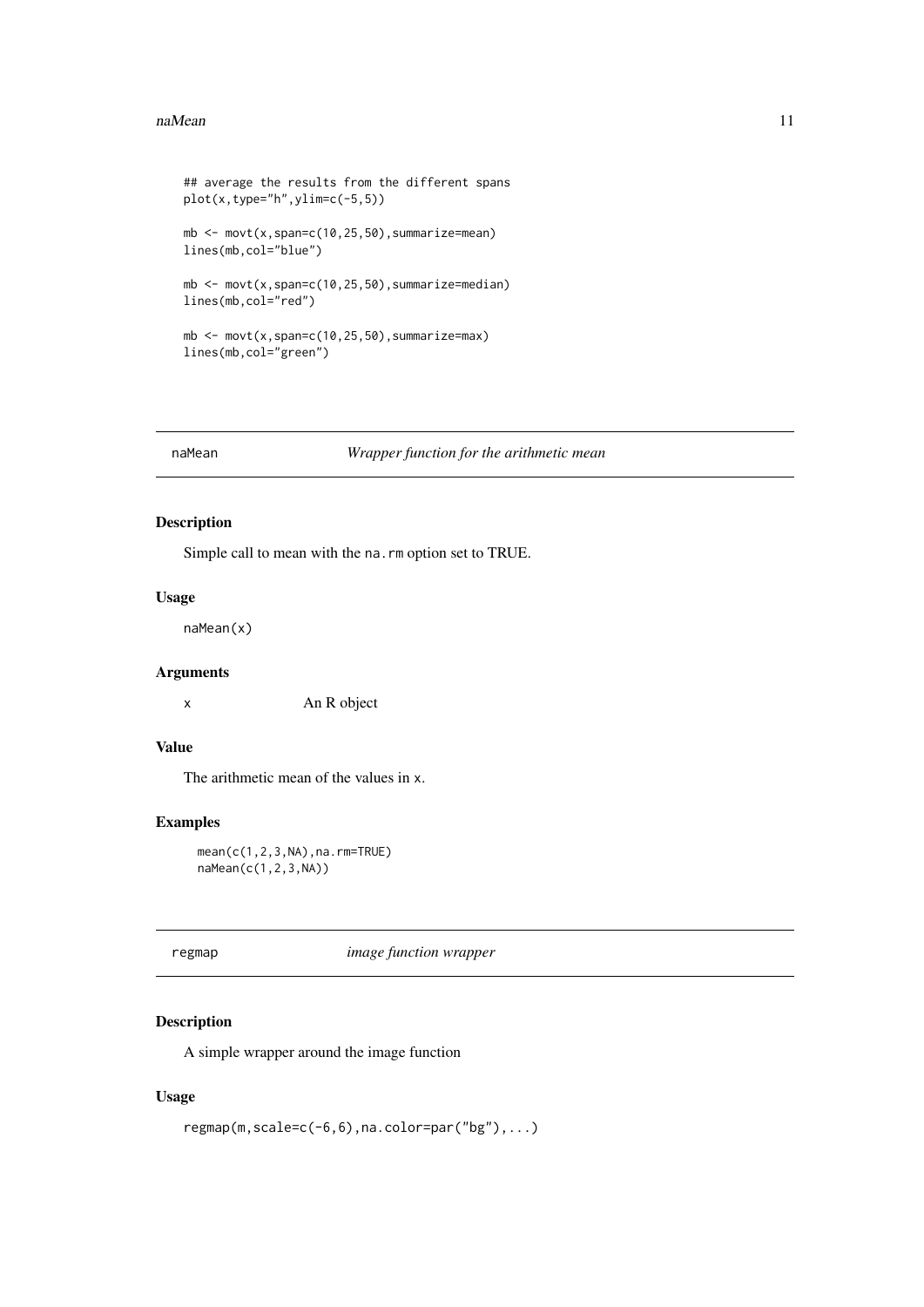```
## average the results from the different spans
plot(x,type="h",ylim=c(-5,5))

mb <- movt(x,span=c(10,25,50),summarize=mean)
lines(mb,col="blue")

mb <- movt(x,span=c(10,25,50),summarize=median)
lines(mb,col="red")

mb <- movt(x,span=c(10,25,50),summarize=max)
lines(mb,col="green")
```

---

## naMean — *Wrapper function for the arithmetic mean*

### Description

Simple call to mean with the `na.rm` option set to TRUE.

### Usage

```
naMean(x)
```

### Arguments

| | |
|---|---|
| `x` | An R object |

### Value

The arithmetic mean of the values in `x`.

### Examples

```
mean(c(1,2,3,NA),na.rm=TRUE)
naMean(c(1,2,3,NA))
```

---

## regmap — *image function wrapper*

### Description

A simple wrapper around the image function

### Usage

```
regmap(m,scale=c(-6,6),na.color=par("bg"),...)
```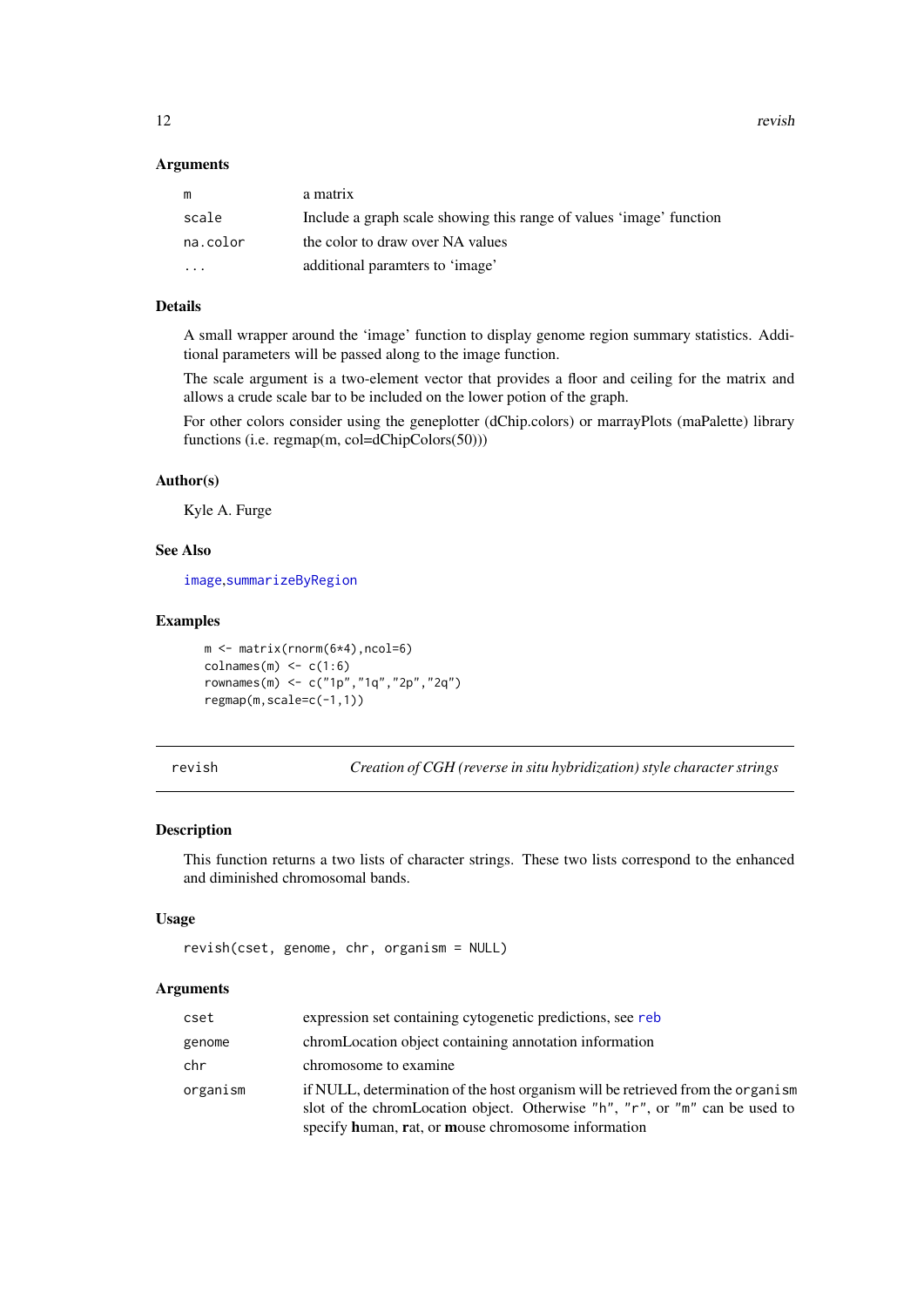### Arguments

| | |
|---|---|
| m | a matrix |
| scale | Include a graph scale showing this range of values 'image' function |
| na.color | the color to draw over NA values |
| ... | additional paramters to 'image' |

### Details

A small wrapper around the 'image' function to display genome region summary statistics. Additional parameters will be passed along to the image function.

The scale argument is a two-element vector that provides a floor and ceiling for the matrix and allows a crude scale bar to be included on the lower potion of the graph.

For other colors consider using the geneplotter (dChip.colors) or marrayPlots (maPalette) library functions (i.e. regmap(m, col=dChipColors(50)))

### Author(s)

Kyle A. Furge

### See Also

image, summarizeByRegion

### Examples

```
m <- matrix(rnorm(6*4),ncol=6)
colnames(m) <- c(1:6)
rownames(m) <- c("1p","1q","2p","2q")
regmap(m,scale=c(-1,1))
```

---

## revish — *Creation of CGH (reverse in situ hybridization) style character strings*

### Description

This function returns a two lists of character strings. These two lists correspond to the enhanced and diminished chromosomal bands.

### Usage

```
revish(cset, genome, chr, organism = NULL)
```

### Arguments

| | |
|---|---|
| cset | expression set containing cytogenetic predictions, see reb |
| genome | chromLocation object containing annotation information |
| chr | chromosome to examine |
| organism | if NULL, determination of the host organism will be retrieved from the organism slot of the chromLocation object. Otherwise "h", "r", or "m" can be used to specify **h**uman, **r**at, or **m**ouse chromosome information |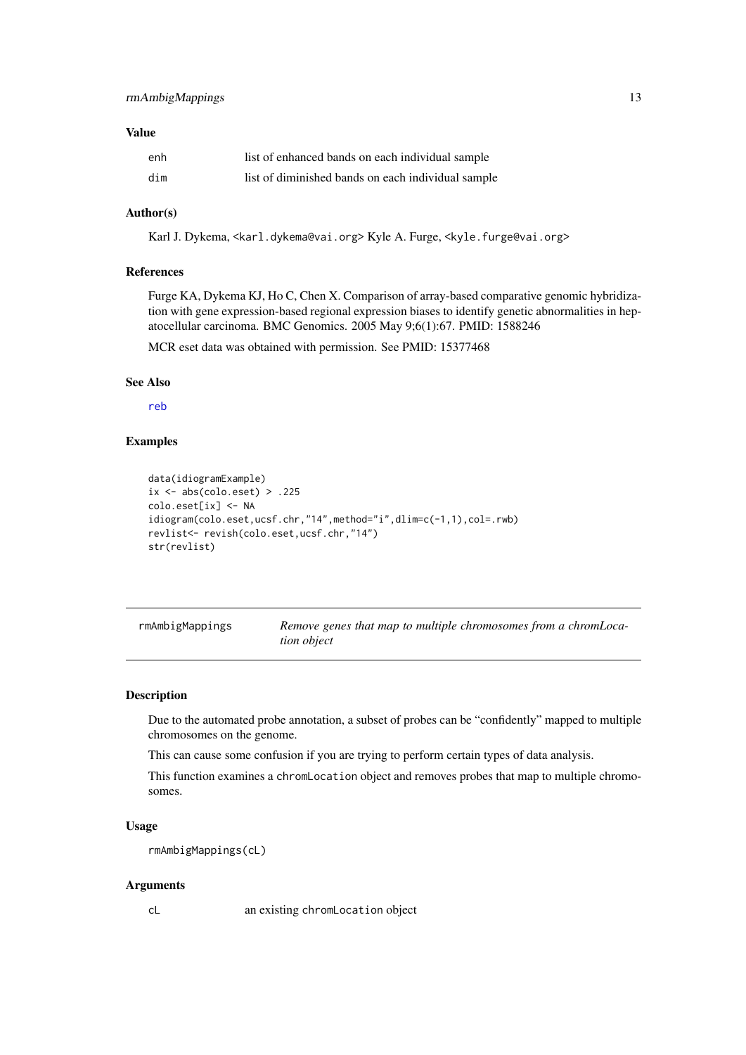### Value

| | |
|---|---|
| enh | list of enhanced bands on each individual sample |
| dim | list of diminished bands on each individual sample |

### Author(s)

Karl J. Dykema, <karl.dykema@vai.org> Kyle A. Furge, <kyle.furge@vai.org>

### References

Furge KA, Dykema KJ, Ho C, Chen X. Comparison of array-based comparative genomic hybridization with gene expression-based regional expression biases to identify genetic abnormalities in hepatocellular carcinoma. BMC Genomics. 2005 May 9;6(1):67. PMID: 1588246

MCR eset data was obtained with permission. See PMID: 15377468

### See Also

reb

### Examples

```
data(idiogramExample)
ix <- abs(colo.eset) > .225
colo.eset[ix] <- NA
idiogram(colo.eset,ucsf.chr,"14",method="i",dlim=c(-1,1),col=.rwb)
revlist<- revish(colo.eset,ucsf.chr,"14")
str(revlist)
```

---

## rmAmbigMappings — *Remove genes that map to multiple chromosomes from a chromLocation object*

### Description

Due to the automated probe annotation, a subset of probes can be "confidently" mapped to multiple chromosomes on the genome.

This can cause some confusion if you are trying to perform certain types of data analysis.

This function examines a chromLocation object and removes probes that map to multiple chromosomes.

### Usage

```
rmAmbigMappings(cL)
```

### Arguments

| | |
|---|---|
| cL | an existing chromLocation object |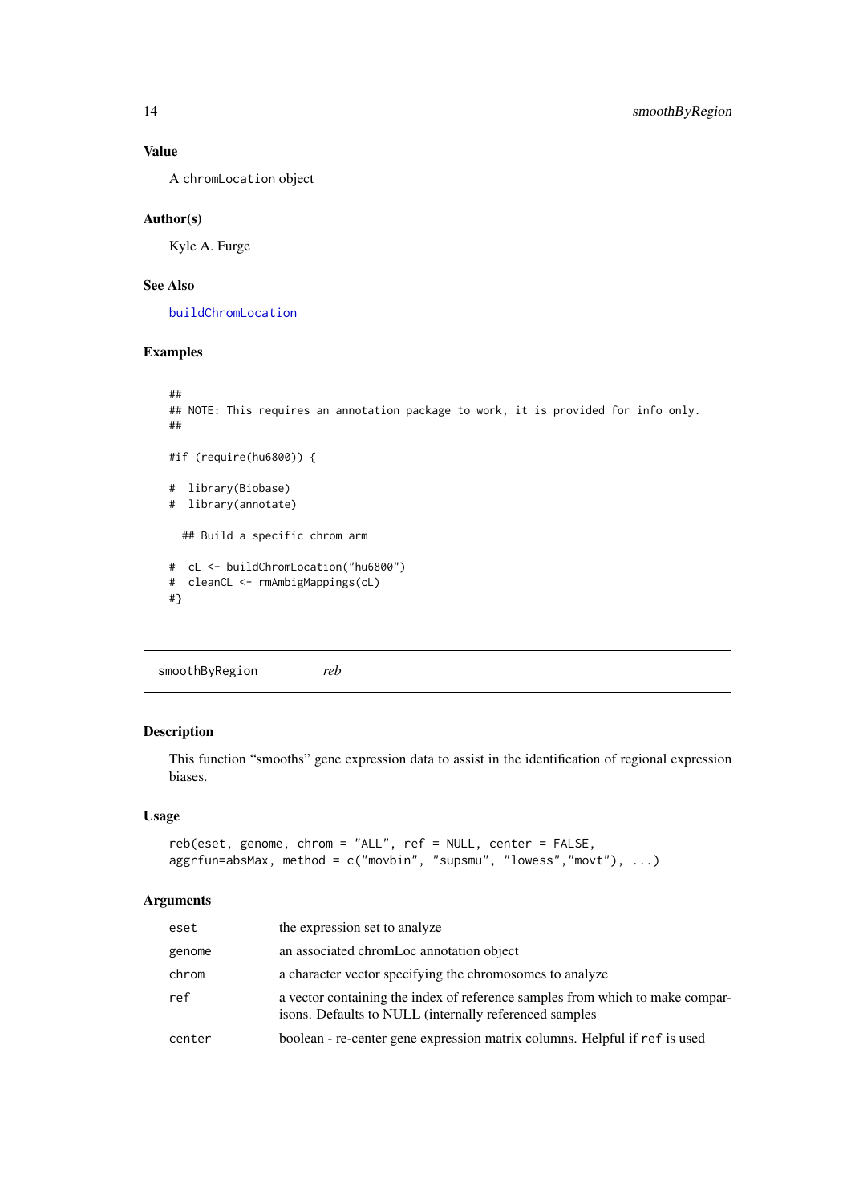### Value

A chromLocation object

### Author(s)

Kyle A. Furge

### See Also

buildChromLocation

### Examples

```
##
## NOTE: This requires an annotation package to work, it is provided for info only.
##

#if (require(hu6800)) {

#  library(Biobase)
#  library(annotate)

  ## Build a specific chrom arm

#  cL <- buildChromLocation("hu6800")
#  cleanCL <- rmAmbigMappings(cL)
#}
```

---

smoothByRegion &nbsp;&nbsp;&nbsp;&nbsp; *reb*

---

### Description

This function "smooths" gene expression data to assist in the identification of regional expression biases.

### Usage

```
reb(eset, genome, chrom = "ALL", ref = NULL, center = FALSE,
aggrfun=absMax, method = c("movbin", "supsmu", "lowess","movt"), ...)
```

### Arguments

| | |
|---|---|
| eset | the expression set to analyze |
| genome | an associated chromLoc annotation object |
| chrom | a character vector specifying the chromosomes to analyze |
| ref | a vector containing the index of reference samples from which to make comparisons. Defaults to NULL (internally referenced samples |
| center | boolean - re-center gene expression matrix columns. Helpful if ref is used |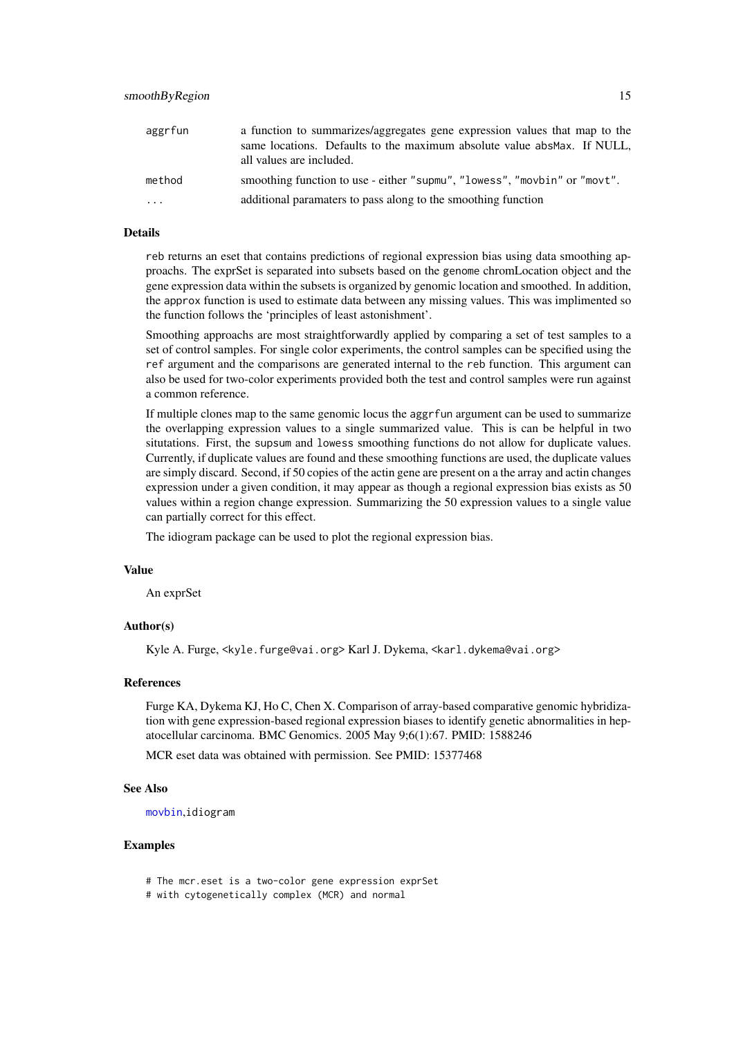| | |
|---|---|
| aggrfun | a function to summarizes/aggregates gene expression values that map to the same locations. Defaults to the maximum absolute value absMax. If NULL, all values are included. |
| method | smoothing function to use - either "supmu", "lowess", "movbin" or "movt". |
| ... | additional paramaters to pass along to the smoothing function |

### Details

reb returns an eset that contains predictions of regional expression bias using data smoothing approachs. The exprSet is separated into subsets based on the genome chromLocation object and the gene expression data within the subsets is organized by genomic location and smoothed. In addition, the approx function is used to estimate data between any missing values. This was implimented so the function follows the 'principles of least astonishment'.

Smoothing approachs are most straightforwardly applied by comparing a set of test samples to a set of control samples. For single color experiments, the control samples can be specified using the ref argument and the comparisons are generated internal to the reb function. This argument can also be used for two-color experiments provided both the test and control samples were run against a common reference.

If multiple clones map to the same genomic locus the aggrfun argument can be used to summarize the overlapping expression values to a single summarized value. This is can be helpful in two situtations. First, the supsum and lowess smoothing functions do not allow for duplicate values. Currently, if duplicate values are found and these smoothing functions are used, the duplicate values are simply discard. Second, if 50 copies of the actin gene are present on a the array and actin changes expression under a given condition, it may appear as though a regional expression bias exists as 50 values within a region change expression. Summarizing the 50 expression values to a single value can partially correct for this effect.

The idiogram package can be used to plot the regional expression bias.

### Value

An exprSet

### Author(s)

Kyle A. Furge, <kyle.furge@vai.org> Karl J. Dykema, <karl.dykema@vai.org>

### References

Furge KA, Dykema KJ, Ho C, Chen X. Comparison of array-based comparative genomic hybridization with gene expression-based regional expression biases to identify genetic abnormalities in hepatocellular carcinoma. BMC Genomics. 2005 May 9;6(1):67. PMID: 1588246

MCR eset data was obtained with permission. See PMID: 15377468

### See Also

movbin,idiogram

### Examples

```
# The mcr.eset is a two-color gene expression exprSet
# with cytogenetically complex (MCR) and normal
```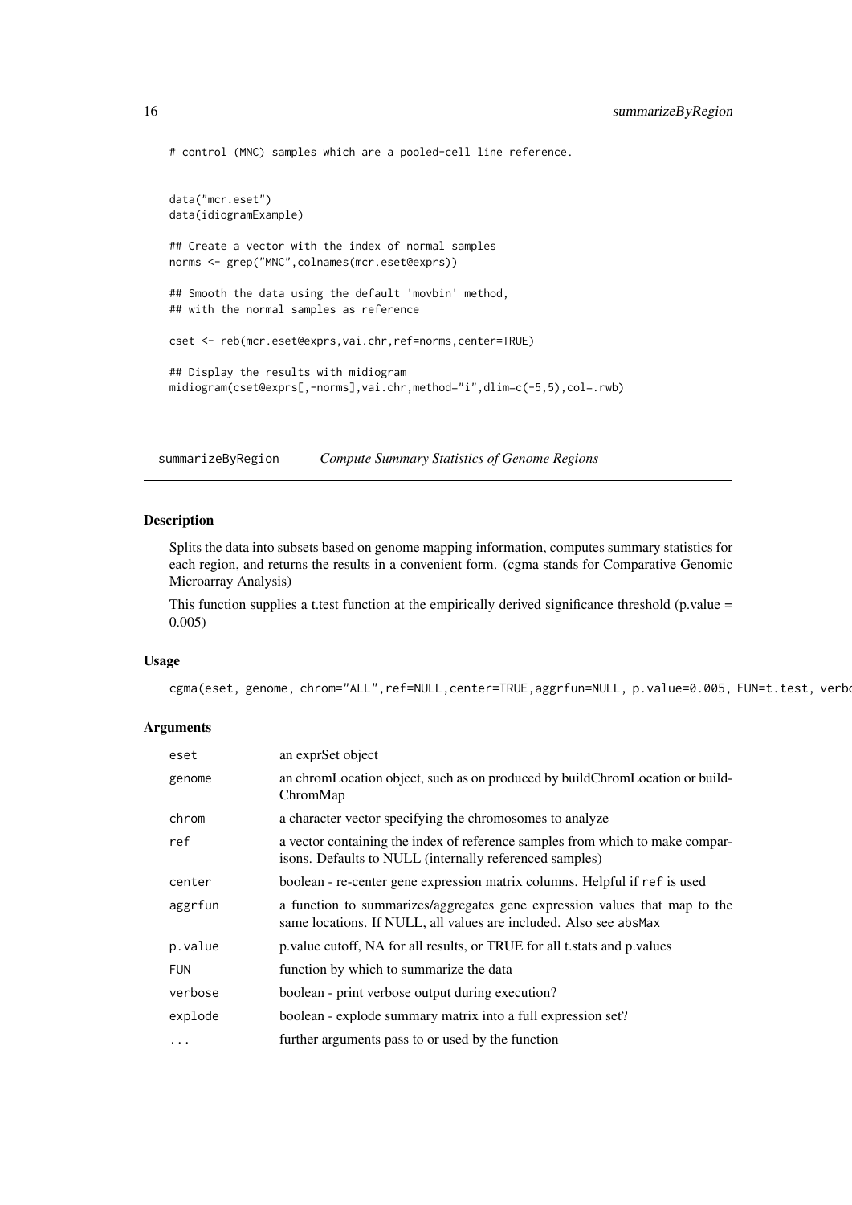```
# control (MNC) samples which are a pooled-cell line reference.


data("mcr.eset")
data(idiogramExample)

## Create a vector with the index of normal samples
norms <- grep("MNC",colnames(mcr.eset@exprs))

## Smooth the data using the default 'movbin' method,
## with the normal samples as reference

cset <- reb(mcr.eset@exprs,vai.chr,ref=norms,center=TRUE)

## Display the results with midiogram
midiogram(cset@exprs[,-norms],vai.chr,method="i",dlim=c(-5,5),col=.rwb)
```

---

## summarizeByRegion — *Compute Summary Statistics of Genome Regions*

---

### Description

Splits the data into subsets based on genome mapping information, computes summary statistics for each region, and returns the results in a convenient form. (cgma stands for Comparative Genomic Microarray Analysis)

This function supplies a t.test function at the empirically derived significance threshold (p.value = 0.005)

### Usage

```
cgma(eset, genome, chrom="ALL",ref=NULL,center=TRUE,aggrfun=NULL, p.value=0.005, FUN=t.test, verbo
```

### Arguments

| | |
|---|---|
| `eset` | an exprSet object |
| `genome` | an chromLocation object, such as on produced by buildChromLocation or buildChromMap |
| `chrom` | a character vector specifying the chromosomes to analyze |
| `ref` | a vector containing the index of reference samples from which to make comparisons. Defaults to NULL (internally referenced samples) |
| `center` | boolean - re-center gene expression matrix columns. Helpful if `ref` is used |
| `aggrfun` | a function to summarizes/aggregates gene expression values that map to the same locations. If NULL, all values are included. Also see `absMax` |
| `p.value` | p.value cutoff, NA for all results, or TRUE for all t.stats and p.values |
| `FUN` | function by which to summarize the data |
| `verbose` | boolean - print verbose output during execution? |
| `explode` | boolean - explode summary matrix into a full expression set? |
| `...` | further arguments pass to or used by the function |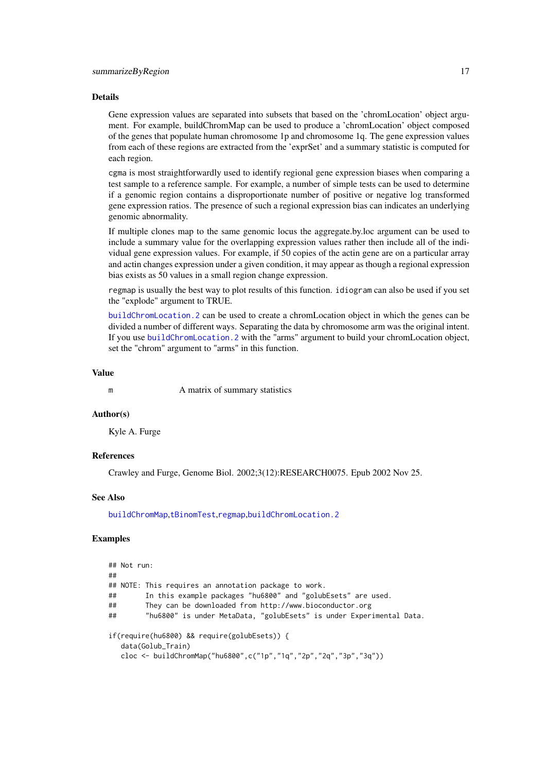## Details

Gene expression values are separated into subsets that based on the 'chromLocation' object argument. For example, buildChromMap can be used to produce a 'chromLocation' object composed of the genes that populate human chromosome 1p and chromosome 1q. The gene expression values from each of these regions are extracted from the 'exprSet' and a summary statistic is computed for each region.

`cgma` is most straightforwardly used to identify regional gene expression biases when comparing a test sample to a reference sample. For example, a number of simple tests can be used to determine if a genomic region contains a disproportionate number of positive or negative log transformed gene expression ratios. The presence of such a regional expression bias can indicates an underlying genomic abnormality.

If multiple clones map to the same genomic locus the aggregate.by.loc argument can be used to include a summary value for the overlapping expression values rather then include all of the individual gene expression values. For example, if 50 copies of the actin gene are on a particular array and actin changes expression under a given condition, it may appear as though a regional expression bias exists as 50 values in a small region change expression.

`regmap` is usually the best way to plot results of this function. `idiogram` can also be used if you set the "explode" argument to TRUE.

`buildChromLocation.2` can be used to create a chromLocation object in which the genes can be divided a number of different ways. Separating the data by chromosome arm was the original intent. If you use `buildChromLocation.2` with the "arms" argument to build your chromLocation object, set the "chrom" argument to "arms" in this function.

## Value

`m` A matrix of summary statistics

## Author(s)

Kyle A. Furge

## References

Crawley and Furge, Genome Biol. 2002;3(12):RESEARCH0075. Epub 2002 Nov 25.

## See Also

`buildChromMap`, `tBinomTest`, `regmap`, `buildChromLocation.2`

## Examples

```
## Not run:
##
## NOTE: This requires an annotation package to work.
##       In this example packages "hu6800" and "golubEsets" are used.
##       They can be downloaded from http://www.bioconductor.org
##       "hu6800" is under MetaData, "golubEsets" is under Experimental Data.

if(require(hu6800) && require(golubEsets)) {
   data(Golub_Train)
   cloc <- buildChromMap("hu6800",c("1p","1q","2p","2q","3p","3q"))
```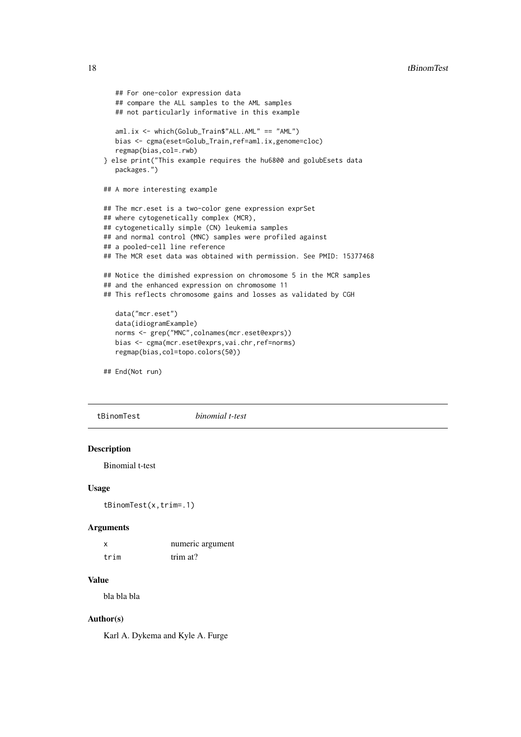```
    ## For one-color expression data
    ## compare the ALL samples to the AML samples
    ## not particularly informative in this example

    aml.ix <- which(Golub_Train$"ALL.AML" == "AML")
    bias <- cgma(eset=Golub_Train,ref=aml.ix,genome=cloc)
    regmap(bias,col=.rwb)
} else print("This example requires the hu6800 and golubEsets data
    packages.")

## A more interesting example

## The mcr.eset is a two-color gene expression exprSet
## where cytogenetically complex (MCR),
## cytogenetically simple (CN) leukemia samples
## and normal control (MNC) samples were profiled against
## a pooled-cell line reference
## The MCR eset data was obtained with permission. See PMID: 15377468

## Notice the dimished expression on chromosome 5 in the MCR samples
## and the enhanced expression on chromosome 11
## This reflects chromosome gains and losses as validated by CGH

    data("mcr.eset")
    data(idiogramExample)
    norms <- grep("MNC",colnames(mcr.eset@exprs))
    bias <- cgma(mcr.eset@exprs,vai.chr,ref=norms)
    regmap(bias,col=topo.colors(50))

## End(Not run)
```

---

## tBinomTest *binomial t-test*

### Description

Binomial t-test

### Usage

```
tBinomTest(x,trim=.1)
```

### Arguments

| | |
|---|---|
| `x` | numeric argument |
| `trim` | trim at? |

### Value

bla bla bla

### Author(s)

Karl A. Dykema and Kyle A. Furge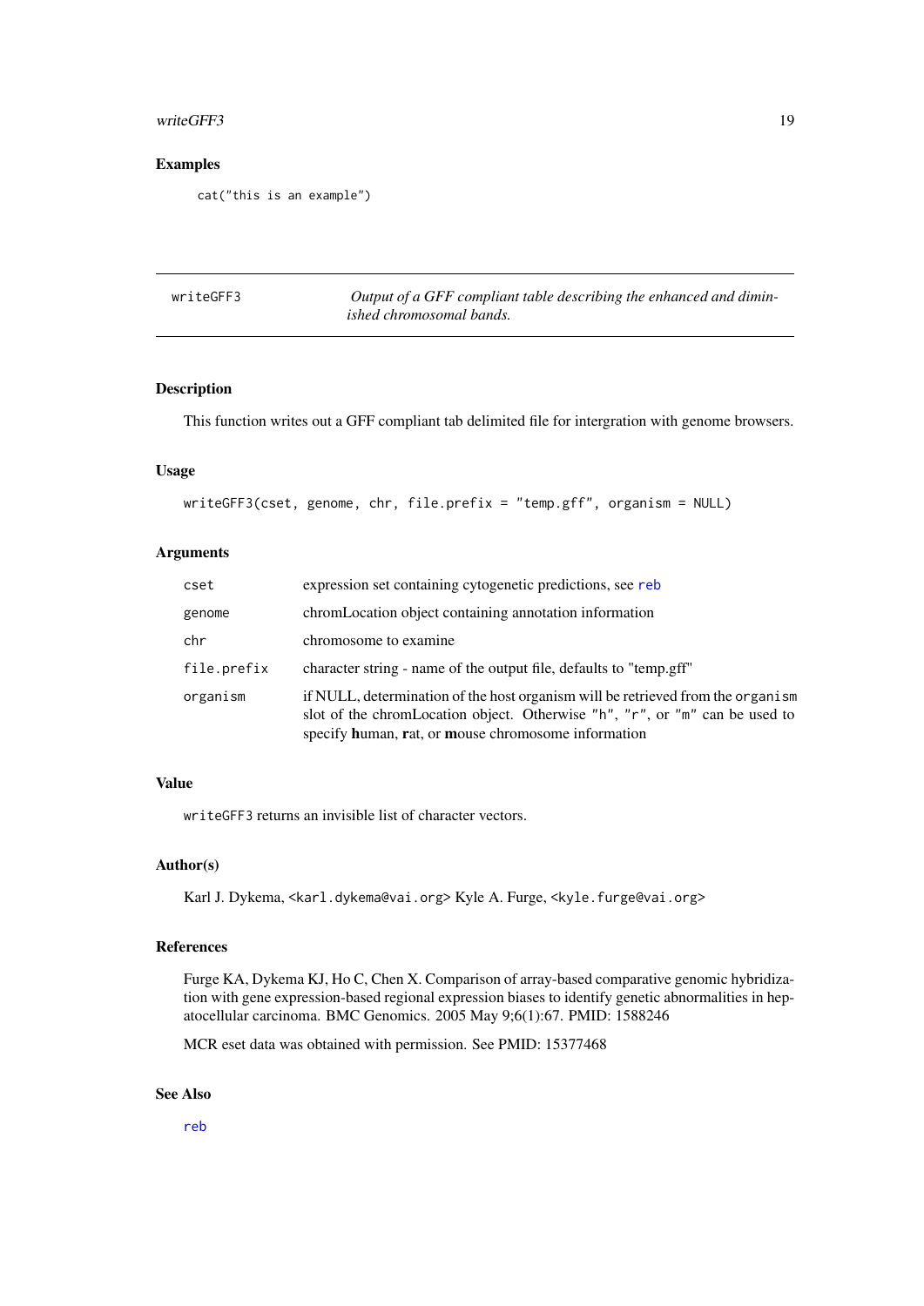## Examples

```
cat("this is an example")
```

---

`writeGFF3` *Output of a GFF compliant table describing the enhanced and diminished chromosomal bands.*

---

### Description

This function writes out a GFF compliant tab delimited file for intergration with genome browsers.

### Usage

```
writeGFF3(cset, genome, chr, file.prefix = "temp.gff", organism = NULL)
```

### Arguments

| | |
|---|---|
| `cset` | expression set containing cytogenetic predictions, see `reb` |
| `genome` | chromLocation object containing annotation information |
| `chr` | chromosome to examine |
| `file.prefix` | character string - name of the output file, defaults to "temp.gff" |
| `organism` | if NULL, determination of the host organism will be retrieved from the `organism` slot of the chromLocation object. Otherwise `"h"`, `"r"`, or `"m"` can be used to specify **h**uman, **r**at, or **m**ouse chromosome information |

### Value

`writeGFF3` returns an invisible list of character vectors.

### Author(s)

Karl J. Dykema, <karl.dykema@vai.org> Kyle A. Furge, <kyle.furge@vai.org>

### References

Furge KA, Dykema KJ, Ho C, Chen X. Comparison of array-based comparative genomic hybridization with gene expression-based regional expression biases to identify genetic abnormalities in hepatocellular carcinoma. BMC Genomics. 2005 May 9;6(1):67. PMID: 1588246

MCR eset data was obtained with permission. See PMID: 15377468

### See Also

`reb`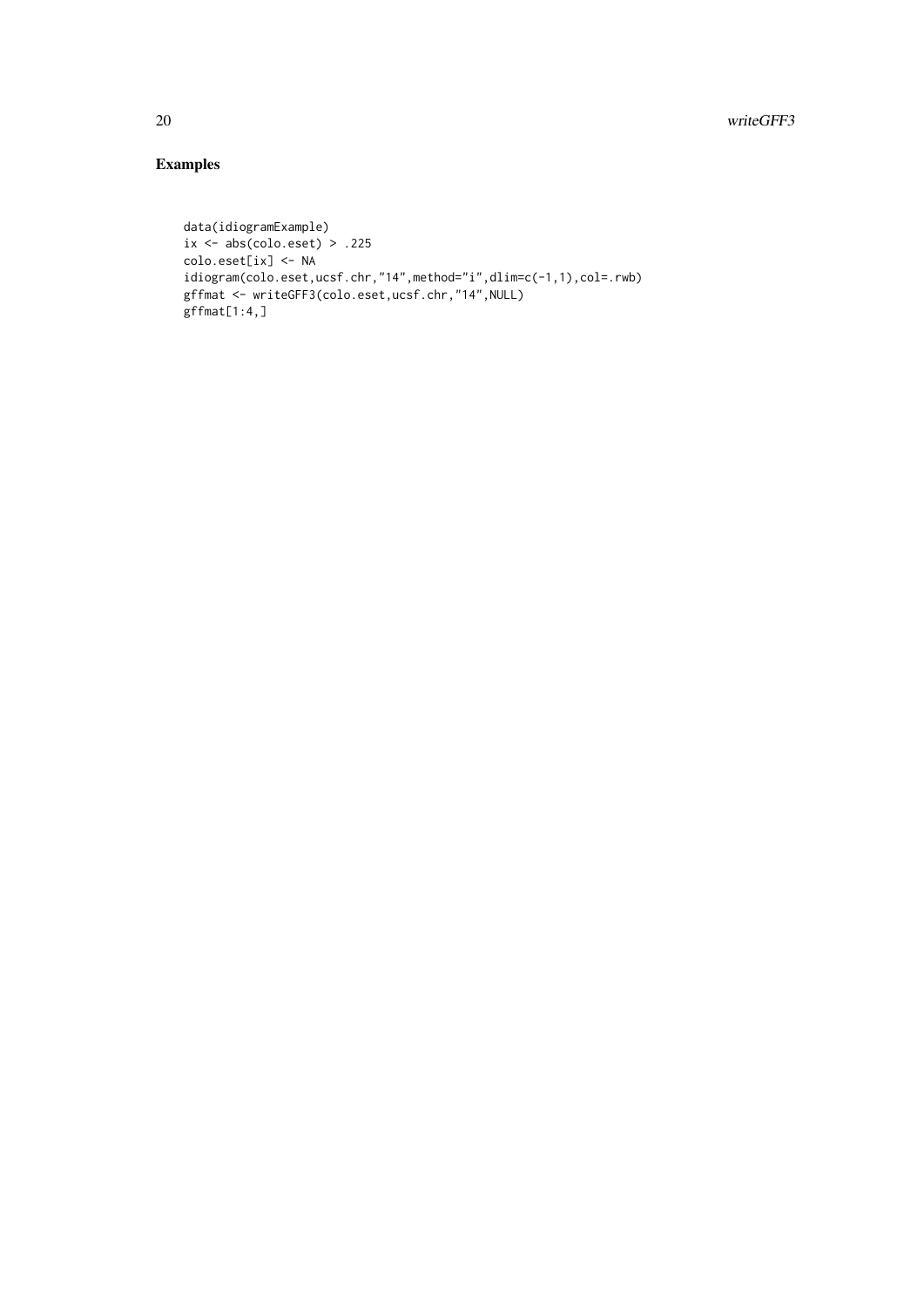## Examples

```
data(idiogramExample)
ix <- abs(colo.eset) > .225
colo.eset[ix] <- NA
idiogram(colo.eset,ucsf.chr,"14",method="i",dlim=c(-1,1),col=.rwb)
gffmat <- writeGFF3(colo.eset,ucsf.chr,"14",NULL)
gffmat[1:4,]
```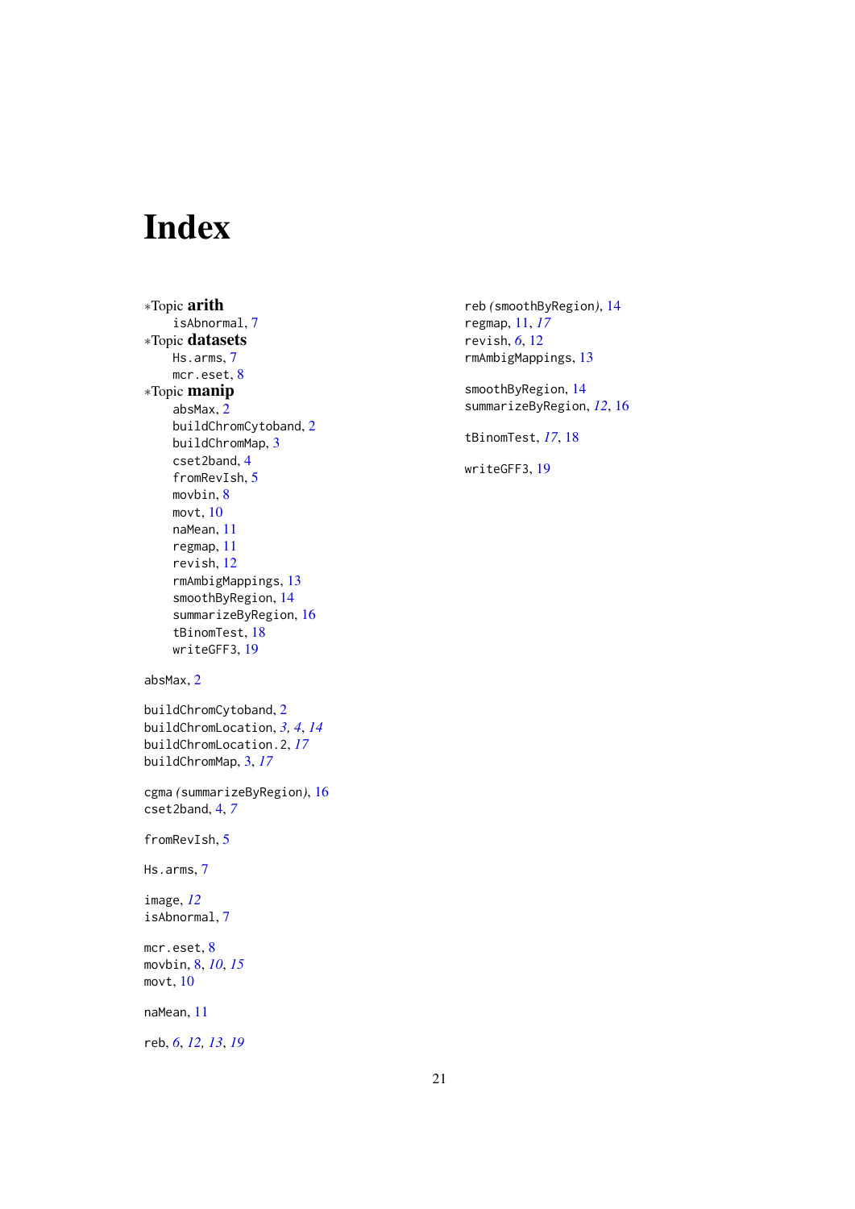# Index

∗Topic **arith**
- isAbnormal, 7

∗Topic **datasets**
- Hs.arms, 7
- mcr.eset, 8

∗Topic **manip**
- absMax, 2
- buildChromCytoband, 2
- buildChromMap, 3
- cset2band, 4
- fromRevIsh, 5
- movbin, 8
- movt, 10
- naMean, 11
- regmap, 11
- revish, 12
- rmAmbigMappings, 13
- smoothByRegion, 14
- summarizeByRegion, 16
- tBinomTest, 18
- writeGFF3, 19

absMax, 2

buildChromCytoband, 2
buildChromLocation, *3*, *4*, *14*
buildChromLocation.2, *17*
buildChromMap, 3, *17*

cgma (summarizeByRegion), 16
cset2band, 4, *7*

fromRevIsh, 5

Hs.arms, 7

image, *12*
isAbnormal, 7

mcr.eset, 8
movbin, 8, *10*, *15*
movt, 10

naMean, 11

reb, *6*, *12*, *13*, *19*
reb (smoothByRegion), 14
regmap, 11, *17*
revish, *6*, 12
rmAmbigMappings, 13

smoothByRegion, 14
summarizeByRegion, *12*, 16

tBinomTest, *17*, 18

writeGFF3, 19